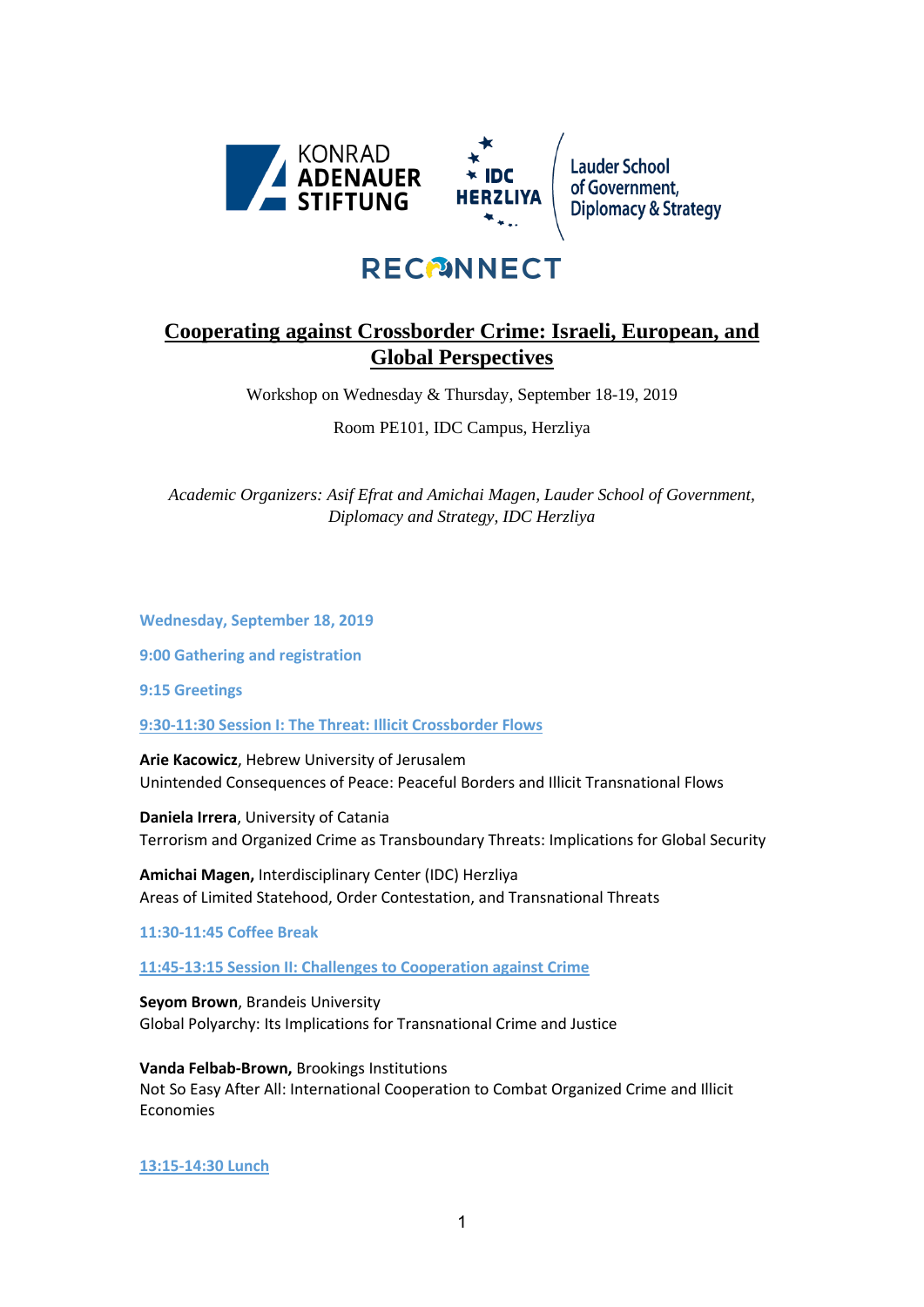KONRAD ADENAUER STIFTUNG

IDC HERZLIYA

Lauder School of Government, Diplomacy & Strategy

RECONNECT

# Cooperating against Crossborder Crime: Israeli, European, and Global Perspectives

Workshop on Wednesday & Thursday, September 18-19, 2019

Room PE101, IDC Campus, Herzliya

*Academic Organizers: Asif Efrat and Amichai Magen, Lauder School of Government, Diplomacy and Strategy, IDC Herzliya*

**Wednesday, September 18, 2019**

**9:00 Gathering and registration**

**9:15 Greetings**

**9:30-11:30 Session I: The Threat: Illicit Crossborder Flows**

**Arie Kacowicz**, Hebrew University of Jerusalem
Unintended Consequences of Peace: Peaceful Borders and Illicit Transnational Flows

**Daniela Irrera**, University of Catania
Terrorism and Organized Crime as Transboundary Threats: Implications for Global Security

**Amichai Magen,** Interdisciplinary Center (IDC) Herzliya
Areas of Limited Statehood, Order Contestation, and Transnational Threats

**11:30-11:45 Coffee Break**

**11:45-13:15 Session II: Challenges to Cooperation against Crime**

**Seyom Brown**, Brandeis University
Global Polyarchy: Its Implications for Transnational Crime and Justice

**Vanda Felbab-Brown,** Brookings Institutions
Not So Easy After All: International Cooperation to Combat Organized Crime and Illicit Economies

**13:15-14:30 Lunch**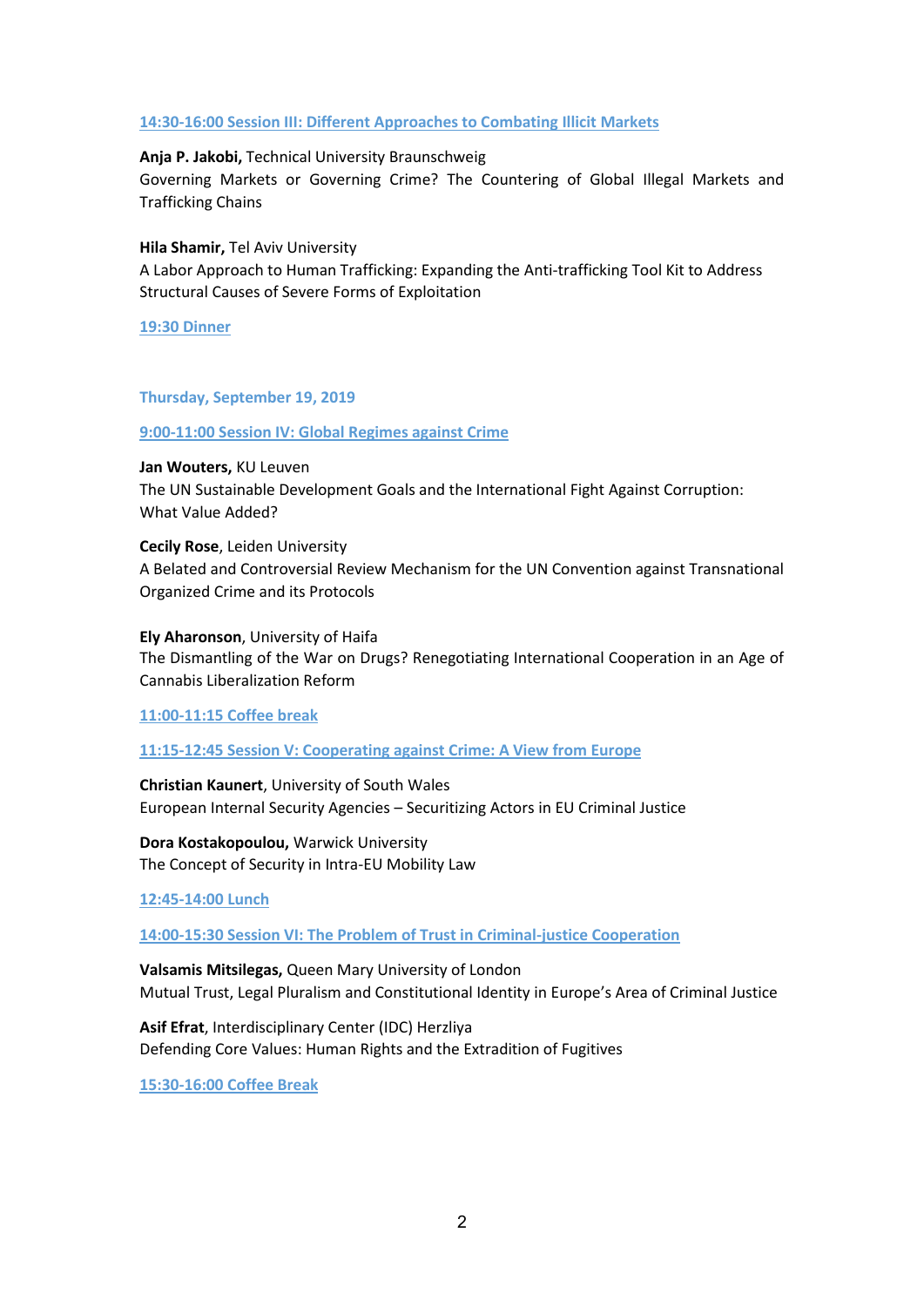### 14:30-16:00 Session III: Different Approaches to Combating Illicit Markets

**Anja P. Jakobi,** Technical University Braunschweig
Governing Markets or Governing Crime? The Countering of Global Illegal Markets and Trafficking Chains

**Hila Shamir,** Tel Aviv University
A Labor Approach to Human Trafficking: Expanding the Anti-trafficking Tool Kit to Address Structural Causes of Severe Forms of Exploitation

### 19:30 Dinner

## Thursday, September 19, 2019

### 9:00-11:00 Session IV: Global Regimes against Crime

**Jan Wouters,** KU Leuven
The UN Sustainable Development Goals and the International Fight Against Corruption: What Value Added?

**Cecily Rose**, Leiden University
A Belated and Controversial Review Mechanism for the UN Convention against Transnational Organized Crime and its Protocols

**Ely Aharonson**, University of Haifa
The Dismantling of the War on Drugs? Renegotiating International Cooperation in an Age of Cannabis Liberalization Reform

### 11:00-11:15 Coffee break

### 11:15-12:45 Session V: Cooperating against Crime: A View from Europe

**Christian Kaunert**, University of South Wales
European Internal Security Agencies – Securitizing Actors in EU Criminal Justice

**Dora Kostakopoulou,** Warwick University
The Concept of Security in Intra-EU Mobility Law

### 12:45-14:00 Lunch

### 14:00-15:30 Session VI: The Problem of Trust in Criminal-justice Cooperation

**Valsamis Mitsilegas,** Queen Mary University of London
Mutual Trust, Legal Pluralism and Constitutional Identity in Europe's Area of Criminal Justice

**Asif Efrat**, Interdisciplinary Center (IDC) Herzliya
Defending Core Values: Human Rights and the Extradition of Fugitives

### 15:30-16:00 Coffee Break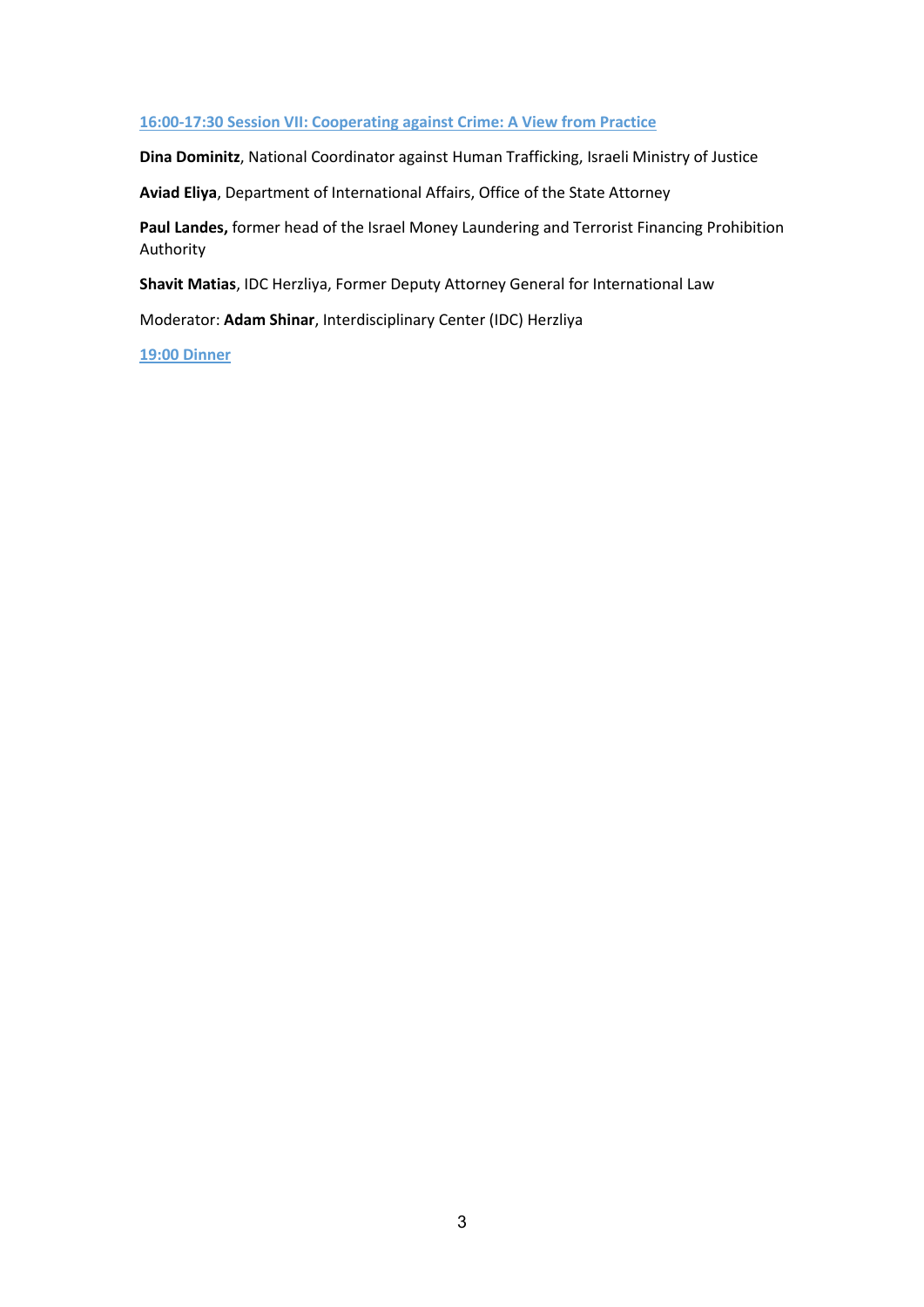### 16:00-17:30 Session VII: Cooperating against Crime: A View from Practice

**Dina Dominitz**, National Coordinator against Human Trafficking, Israeli Ministry of Justice

**Aviad Eliya**, Department of International Affairs, Office of the State Attorney

**Paul Landes,** former head of the Israel Money Laundering and Terrorist Financing Prohibition Authority

**Shavit Matias**, IDC Herzliya, Former Deputy Attorney General for International Law

Moderator: **Adam Shinar**, Interdisciplinary Center (IDC) Herzliya

### 19:00 Dinner